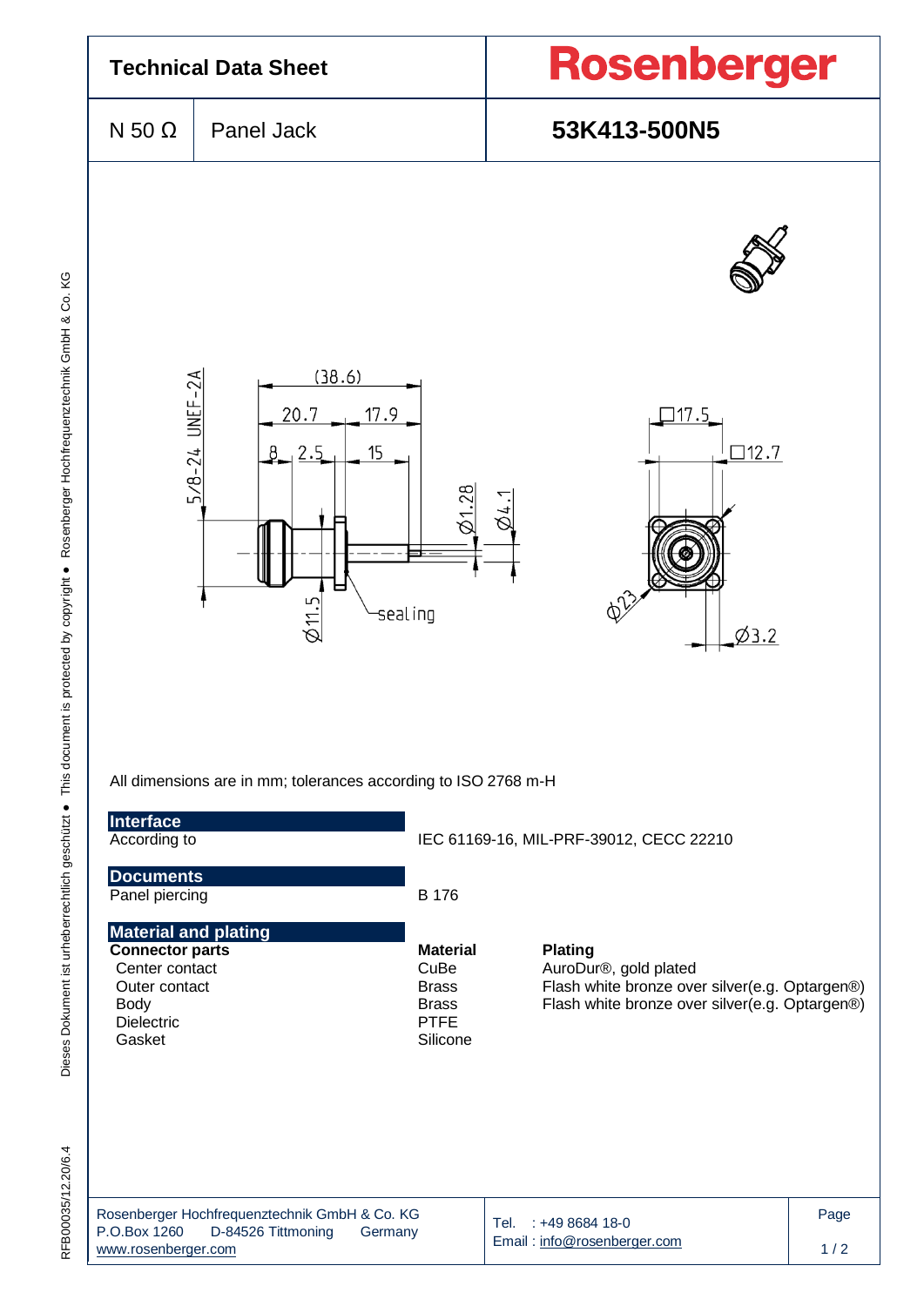# Technical Data Sheet

**Rosenberger**

| N 50 Ω | Panel Jack | **53K413-500N5** |
|---|---|---|

All dimensions are in mm; tolerances according to ISO 2768 m-H

## Interface

| | |
|---|---|
| According to | IEC 61169-16, MIL-PRF-39012, CECC 22210 |

## Documents

| | |
|---|---|
| Panel piercing | B 176 |

## Material and plating

| **Connector parts** | **Material** | **Plating** |
|---|---|---|
| Center contact | CuBe | AuroDur®, gold plated |
| Outer contact | Brass | Flash white bronze over silver(e.g. Optargen®) |
| Body | Brass | Flash white bronze over silver(e.g. Optargen®) |
| Dielectric | PTFE | |
| Gasket | Silicone | |

Rosenberger Hochfrequenztechnik GmbH & Co. KG
P.O.Box 1260 D-84526 Tittmoning Germany
www.rosenberger.com

Tel. : +49 8684 18-0
Email : info@rosenberger.com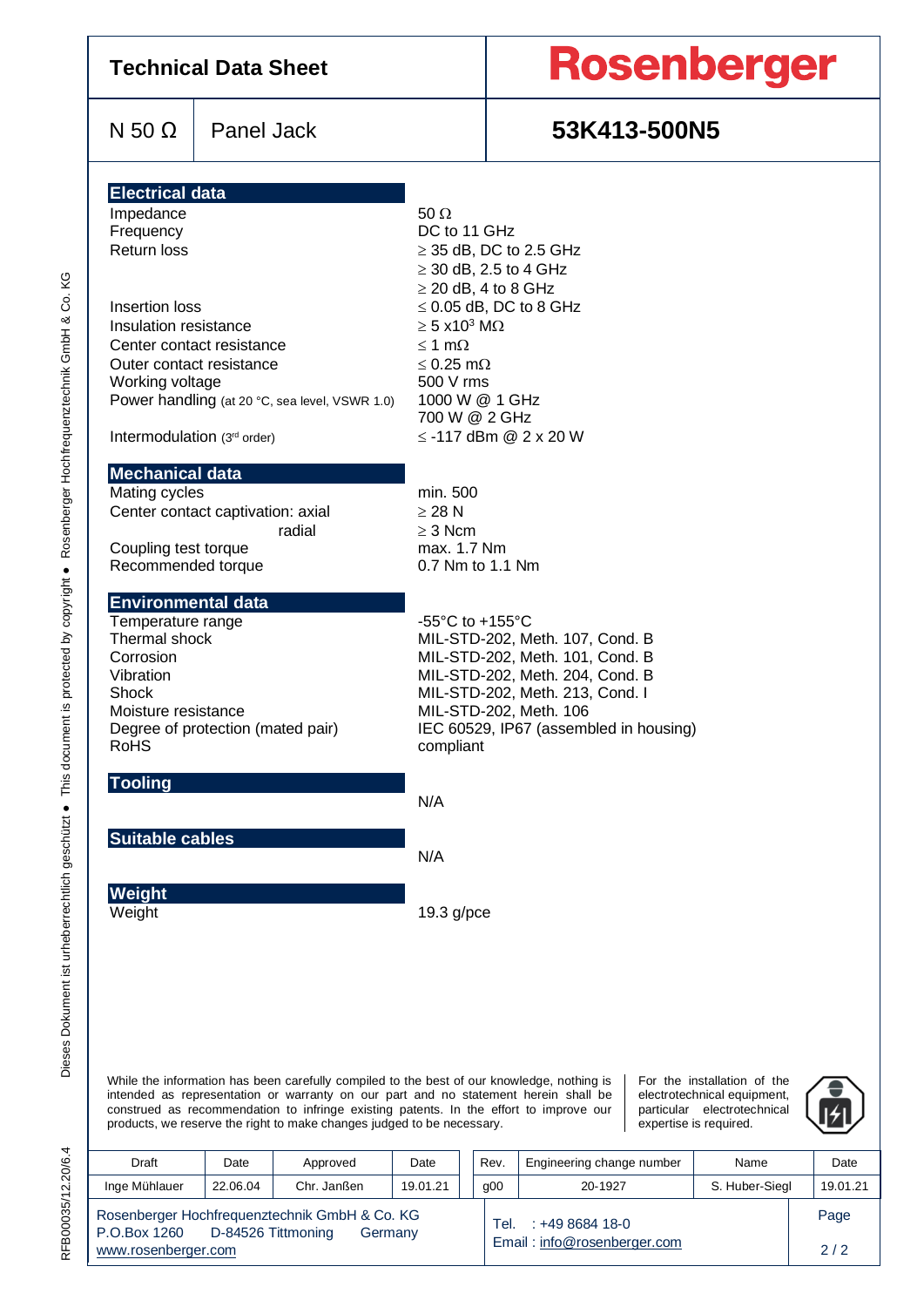# Technical Data Sheet

**Rosenberger**

| N 50 Ω | Panel Jack | **53K413-500N5** |
|---|---|---|

## Electrical data

| | |
|---|---|
| Impedance | 50 Ω |
| Frequency | DC to 11 GHz |
| Return loss | ≥ 35 dB, DC to 2.5 GHz<br>≥ 30 dB, 2.5 to 4 GHz<br>≥ 20 dB, 4 to 8 GHz |
| Insertion loss | ≤ 0.05 dB, DC to 8 GHz |
| Insulation resistance | ≥ 5 x$10^3$ MΩ |
| Center contact resistance | ≤ 1 mΩ |
| Outer contact resistance | ≤ 0.25 mΩ |
| Working voltage | 500 V rms |
| Power handling (at 20 °C, sea level, VSWR 1.0) | 1000 W @ 1 GHz<br>700 W @ 2 GHz |
| Intermodulation (3rd order) | ≤ -117 dBm @ 2 x 20 W |

## Mechanical data

| | |
|---|---|
| Mating cycles | min. 500 |
| Center contact captivation: axial | ≥ 28 N |
| radial | ≥ 3 Ncm |
| Coupling test torque | max. 1.7 Nm |
| Recommended torque | 0.7 Nm to 1.1 Nm |

## Environmental data

| | |
|---|---|
| Temperature range | -55°C to +155°C |
| Thermal shock | MIL-STD-202, Meth. 107, Cond. B |
| Corrosion | MIL-STD-202, Meth. 101, Cond. B |
| Vibration | MIL-STD-202, Meth. 204, Cond. B |
| Shock | MIL-STD-202, Meth. 213, Cond. I |
| Moisture resistance | MIL-STD-202, Meth. 106 |
| Degree of protection (mated pair) | IEC 60529, IP67 (assembled in housing) |
| RoHS | compliant |

## Tooling

N/A

## Suitable cables

N/A

## Weight

| | |
|---|---|
| Weight | 19.3 g/pce |

While the information has been carefully compiled to the best of our knowledge, nothing is intended as representation or warranty on our part and no statement herein shall be construed as recommendation to infringe existing patents. In the effort to improve our products, we reserve the right to make changes judged to be necessary.

For the installation of the electrotechnical equipment, particular electrotechnical expertise is required.

| Draft | Date | Approved | Date | Rev. | Engineering change number | Name | Date |
|---|---|---|---|---|---|---|---|
| Inge Mühlauer | 22.06.04 | Chr. Janßen | 19.01.21 | g00 | 20-1927 | S. Huber-Siegl | 19.01.21 |

Rosenberger Hochfrequenztechnik GmbH & Co. KG
P.O.Box 1260 D-84526 Tittmoning Germany
www.rosenberger.com

Tel. : +49 8684 18-0
Email : info@rosenberger.com

RFB00035/12.20/6.4

Dieses Dokument ist urheberrechtlich geschützt ● This document is protected by copyright ● Rosenberger Hochfrequenztechnik GmbH & Co. KG